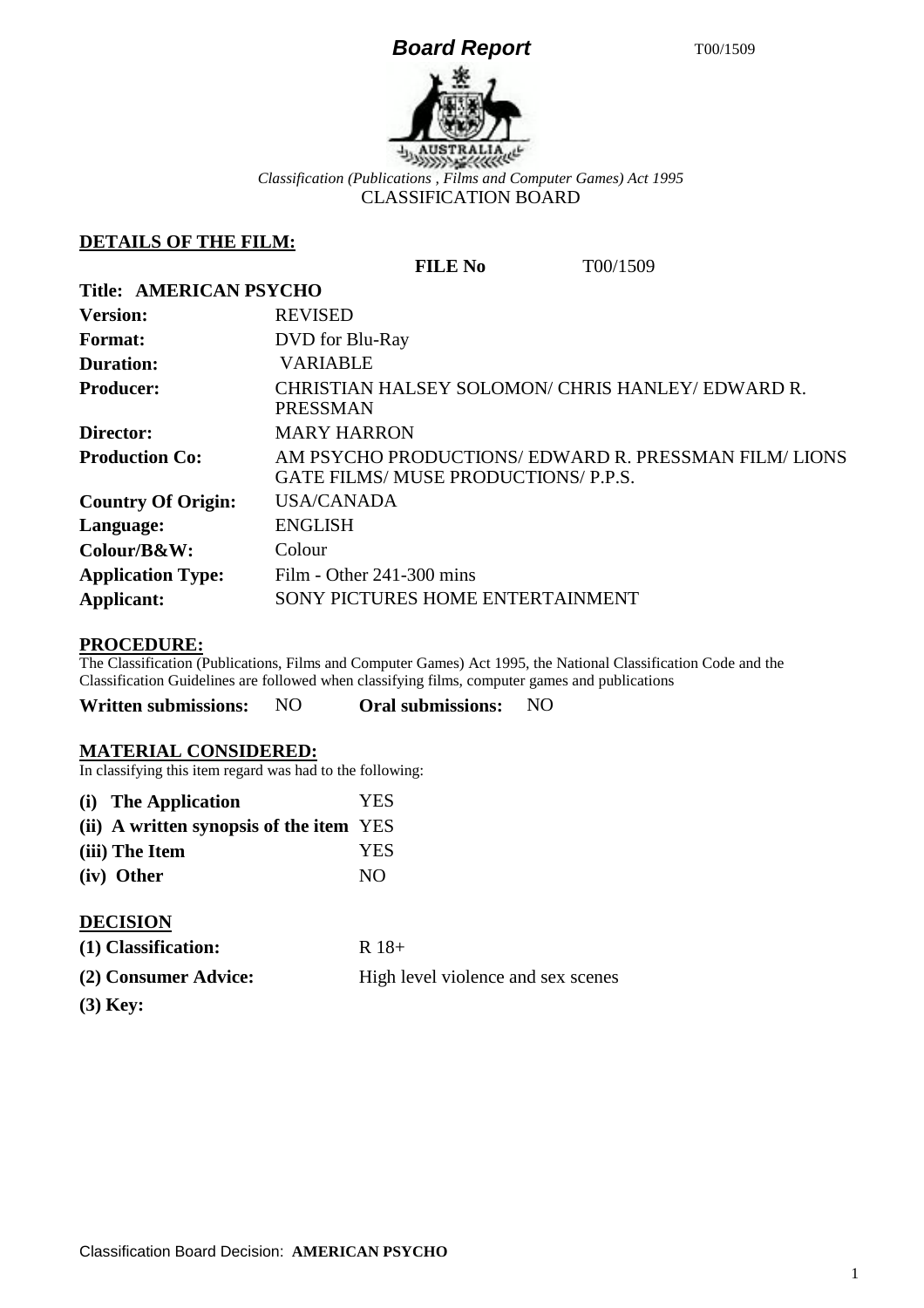# Board Report

*Classification (Publications , Films and Computer Games) Act 1995*
CLASSIFICATION BOARD

## DETAILS OF THE FILM:

**FILE No** T00/1509

| | |
|---|---|
| **Title:** | **AMERICAN PSYCHO** |
| **Version:** | REVISED |
| **Format:** | DVD for Blu-Ray |
| **Duration:** | VARIABLE |
| **Producer:** | CHRISTIAN HALSEY SOLOMON/ CHRIS HANLEY/ EDWARD R. PRESSMAN |
| **Director:** | MARY HARRON |
| **Production Co:** | AM PSYCHO PRODUCTIONS/ EDWARD R. PRESSMAN FILM/ LIONS GATE FILMS/ MUSE PRODUCTIONS/ P.P.S. |
| **Country Of Origin:** | USA/CANADA |
| **Language:** | ENGLISH |
| **Colour/B&W:** | Colour |
| **Application Type:** | Film - Other 241-300 mins |
| **Applicant:** | SONY PICTURES HOME ENTERTAINMENT |

## PROCEDURE:

The Classification (Publications, Films and Computer Games) Act 1995, the National Classification Code and the Classification Guidelines are followed when classifying films, computer games and publications

**Written submissions:** NO **Oral submissions:** NO

## MATERIAL CONSIDERED:

In classifying this item regard was had to the following:

| | |
|---|---|
| **(i) The Application** | YES |
| **(ii) A written synopsis of the item** | YES |
| **(iii) The Item** | YES |
| **(iv) Other** | NO |

## DECISION

| | |
|---|---|
| **(1) Classification:** | R 18+ |
| **(2) Consumer Advice:** | High level violence and sex scenes |
| **(3) Key:** | |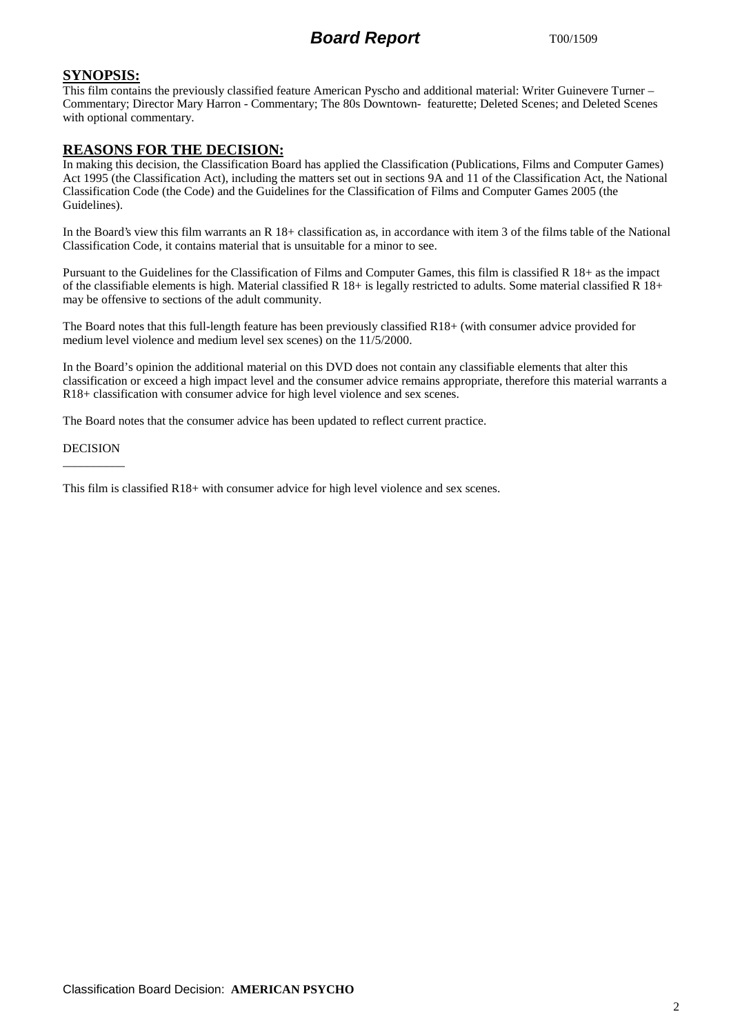# Board Report

T00/1509

## SYNOPSIS:

This film contains the previously classified feature American Pyscho and additional material: Writer Guinevere Turner – Commentary; Director Mary Harron - Commentary; The 80s Downtown- featurette; Deleted Scenes; and Deleted Scenes with optional commentary.

## REASONS FOR THE DECISION:

In making this decision, the Classification Board has applied the Classification (Publications, Films and Computer Games) Act 1995 (the Classification Act), including the matters set out in sections 9A and 11 of the Classification Act, the National Classification Code (the Code) and the Guidelines for the Classification of Films and Computer Games 2005 (the Guidelines).

In the Board's view this film warrants an R 18+ classification as, in accordance with item 3 of the films table of the National Classification Code, it contains material that is unsuitable for a minor to see.

Pursuant to the Guidelines for the Classification of Films and Computer Games, this film is classified R 18+ as the impact of the classifiable elements is high. Material classified R 18+ is legally restricted to adults. Some material classified R 18+ may be offensive to sections of the adult community.

The Board notes that this full-length feature has been previously classified R18+ (with consumer advice provided for medium level violence and medium level sex scenes) on the 11/5/2000.

In the Board's opinion the additional material on this DVD does not contain any classifiable elements that alter this classification or exceed a high impact level and the consumer advice remains appropriate, therefore this material warrants a R18+ classification with consumer advice for high level violence and sex scenes.

The Board notes that the consumer advice has been updated to reflect current practice.

DECISION

This film is classified R18+ with consumer advice for high level violence and sex scenes.

Classification Board Decision: **AMERICAN PSYCHO**